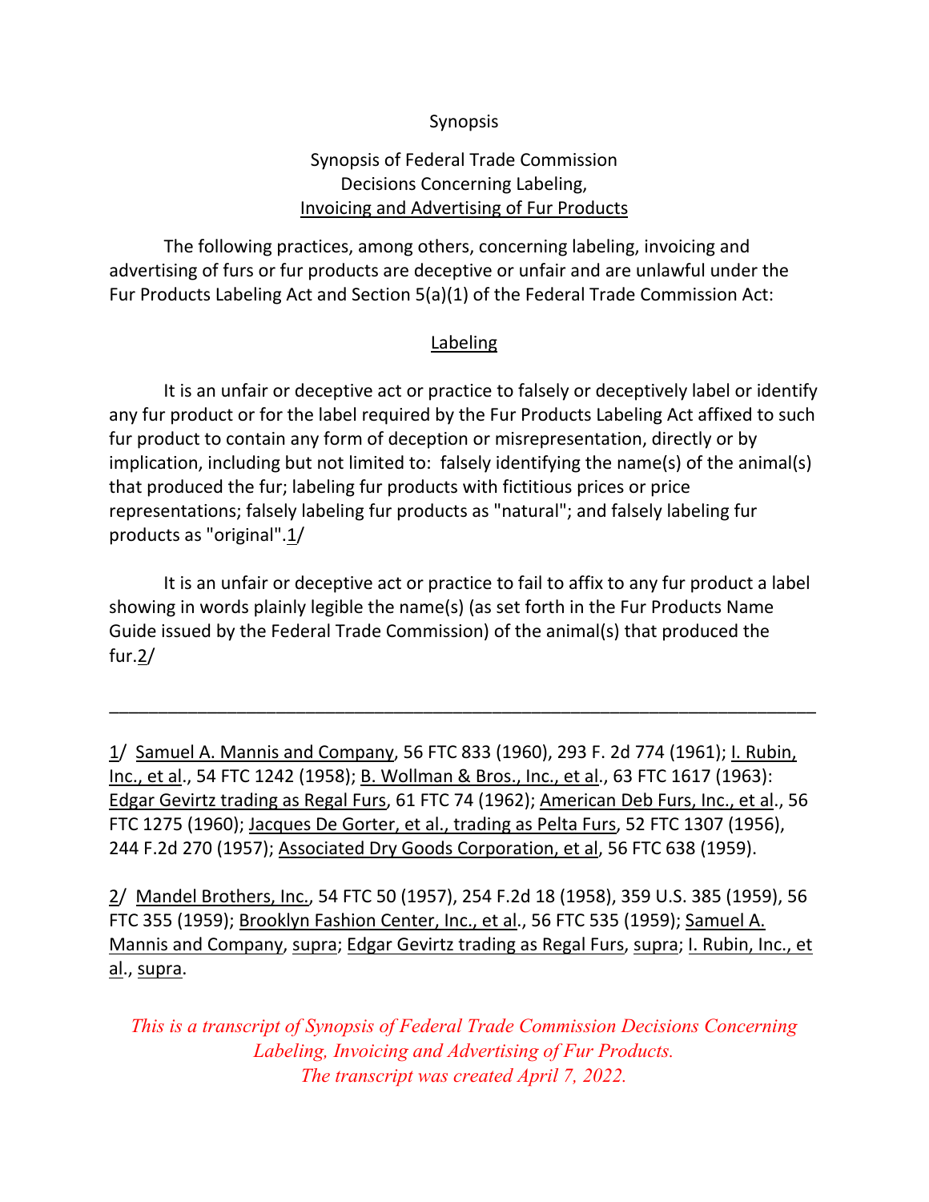Synopsis

Synopsis of Federal Trade Commission Decisions Concerning Labeling, Invoicing and Advertising of Fur Products

The following practices, among others, concerning labeling, invoicing and advertising of furs or fur products are deceptive or unfair and are unlawful under the Fur Products Labeling Act and Section 5(a)(1) of the Federal Trade Commission Act:

## Labeling

It is an unfair or deceptive act or practice to falsely or deceptively label or identify any fur product or for the label required by the Fur Products Labeling Act affixed to such fur product to contain any form of deception or misrepresentation, directly or by implication, including but not limited to: falsely identifying the name(s) of the animal(s) that produced the fur; labeling fur products with fictitious prices or price representations; falsely labeling fur products as "natural"; and falsely labeling fur products as "original".1/

It is an unfair or deceptive act or practice to fail to affix to any fur product a label showing in words plainly legible the name(s) (as set forth in the Fur Products Name Guide issued by the Federal Trade Commission) of the animal(s) that produced the fur.2/

---

1/ Samuel A. Mannis and Company, 56 FTC 833 (1960), 293 F. 2d 774 (1961); I. Rubin, Inc., et al., 54 FTC 1242 (1958); B. Wollman & Bros., Inc., et al., 63 FTC 1617 (1963): Edgar Gevirtz trading as Regal Furs, 61 FTC 74 (1962); American Deb Furs, Inc., et al., 56 FTC 1275 (1960); Jacques De Gorter, et al., trading as Pelta Furs, 52 FTC 1307 (1956), 244 F.2d 270 (1957); Associated Dry Goods Corporation, et al, 56 FTC 638 (1959).

2/ Mandel Brothers, Inc., 54 FTC 50 (1957), 254 F.2d 18 (1958), 359 U.S. 385 (1959), 56 FTC 355 (1959); Brooklyn Fashion Center, Inc., et al., 56 FTC 535 (1959); Samuel A. Mannis and Company, supra; Edgar Gevirtz trading as Regal Furs, supra; I. Rubin, Inc., et al., supra.

*This is a transcript of Synopsis of Federal Trade Commission Decisions Concerning Labeling, Invoicing and Advertising of Fur Products. The transcript was created April 7, 2022.*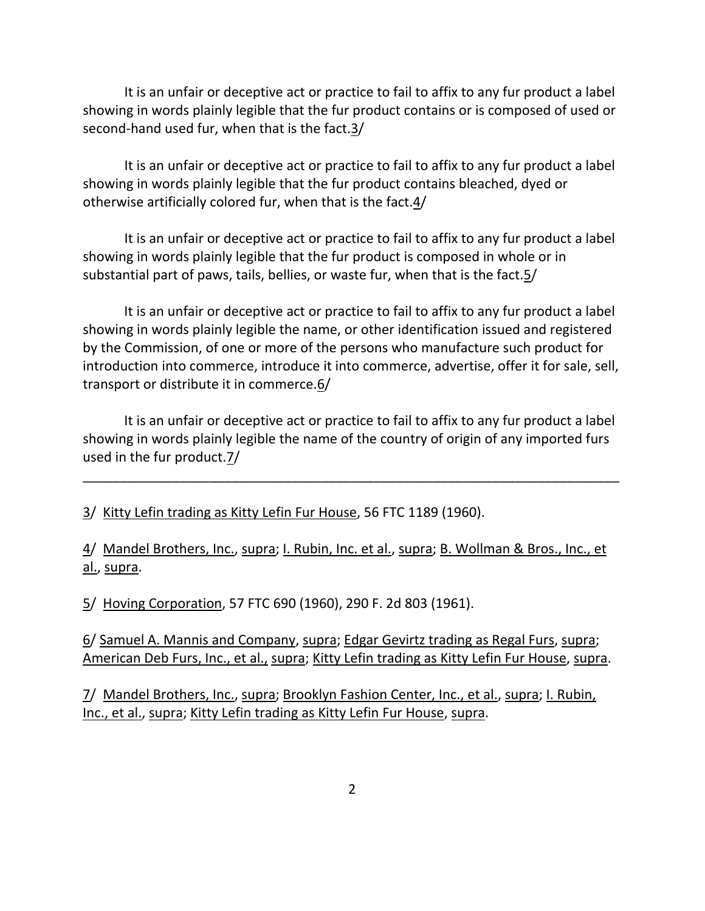It is an unfair or deceptive act or practice to fail to affix to any fur product a label showing in words plainly legible that the fur product contains or is composed of used or second-hand used fur, when that is the fact.3/

It is an unfair or deceptive act or practice to fail to affix to any fur product a label showing in words plainly legible that the fur product contains bleached, dyed or otherwise artificially colored fur, when that is the fact.4/

It is an unfair or deceptive act or practice to fail to affix to any fur product a label showing in words plainly legible that the fur product is composed in whole or in substantial part of paws, tails, bellies, or waste fur, when that is the fact.5/

It is an unfair or deceptive act or practice to fail to affix to any fur product a label showing in words plainly legible the name, or other identification issued and registered by the Commission, of one or more of the persons who manufacture such product for introduction into commerce, introduce it into commerce, advertise, offer it for sale, sell, transport or distribute it in commerce.6/

It is an unfair or deceptive act or practice to fail to affix to any fur product a label showing in words plainly legible the name of the country of origin of any imported furs used in the fur product.7/

---

3/ Kitty Lefin trading as Kitty Lefin Fur House, 56 FTC 1189 (1960).

4/ Mandel Brothers, Inc., supra; I. Rubin, Inc. et al., supra; B. Wollman & Bros., Inc., et al., supra.

5/ Hoving Corporation, 57 FTC 690 (1960), 290 F. 2d 803 (1961).

6/ Samuel A. Mannis and Company, supra; Edgar Gevirtz trading as Regal Furs, supra; American Deb Furs, Inc., et al., supra; Kitty Lefin trading as Kitty Lefin Fur House, supra.

7/ Mandel Brothers, Inc., supra; Brooklyn Fashion Center, Inc., et al., supra; I. Rubin, Inc., et al., supra; Kitty Lefin trading as Kitty Lefin Fur House, supra.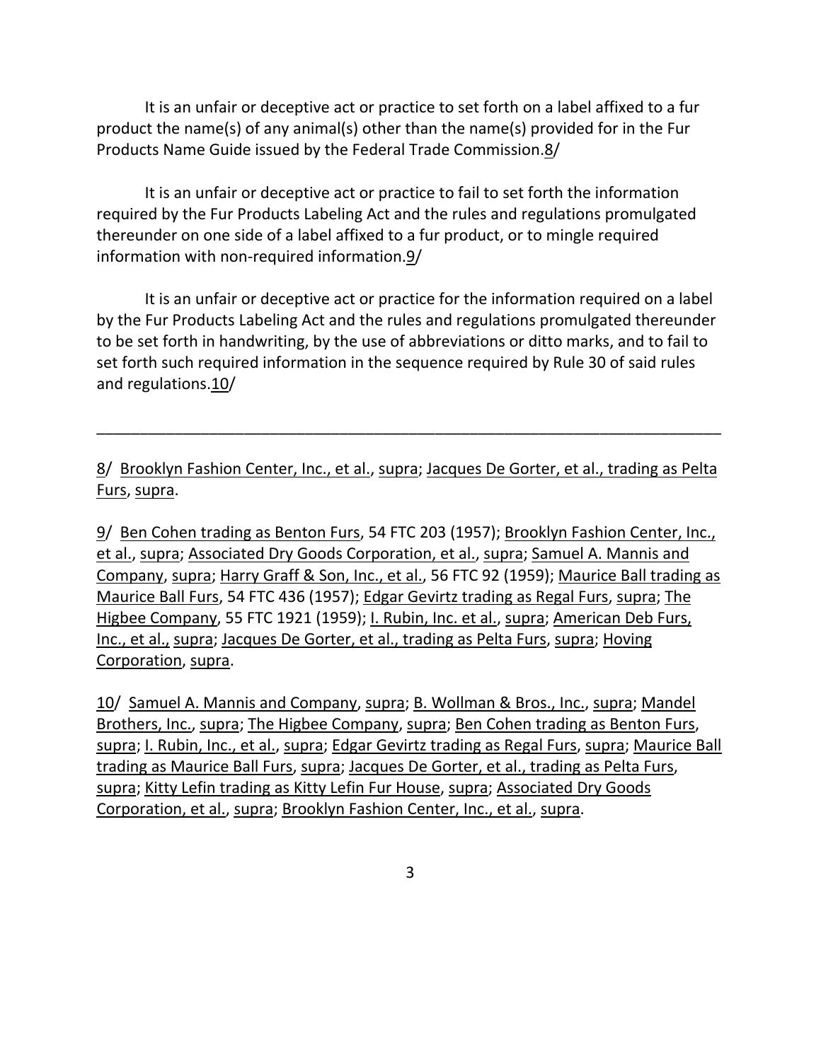It is an unfair or deceptive act or practice to set forth on a label affixed to a fur product the name(s) of any animal(s) other than the name(s) provided for in the Fur Products Name Guide issued by the Federal Trade Commission.8/

It is an unfair or deceptive act or practice to fail to set forth the information required by the Fur Products Labeling Act and the rules and regulations promulgated thereunder on one side of a label affixed to a fur product, or to mingle required information with non-required information.9/

It is an unfair or deceptive act or practice for the information required on a label by the Fur Products Labeling Act and the rules and regulations promulgated thereunder to be set forth in handwriting, by the use of abbreviations or ditto marks, and to fail to set forth such required information in the sequence required by Rule 30 of said rules and regulations.10/

---

8/ Brooklyn Fashion Center, Inc., et al., supra; Jacques De Gorter, et al., trading as Pelta Furs, supra.

9/ Ben Cohen trading as Benton Furs, 54 FTC 203 (1957); Brooklyn Fashion Center, Inc., et al., supra; Associated Dry Goods Corporation, et al., supra; Samuel A. Mannis and Company, supra; Harry Graff & Son, Inc., et al., 56 FTC 92 (1959); Maurice Ball trading as Maurice Ball Furs, 54 FTC 436 (1957); Edgar Gevirtz trading as Regal Furs, supra; The Higbee Company, 55 FTC 1921 (1959); I. Rubin, Inc. et al., supra; American Deb Furs, Inc., et al., supra; Jacques De Gorter, et al., trading as Pelta Furs, supra; Hoving Corporation, supra.

10/ Samuel A. Mannis and Company, supra; B. Wollman & Bros., Inc., supra; Mandel Brothers, Inc., supra; The Higbee Company, supra; Ben Cohen trading as Benton Furs, supra; I. Rubin, Inc., et al., supra; Edgar Gevirtz trading as Regal Furs, supra; Maurice Ball trading as Maurice Ball Furs, supra; Jacques De Gorter, et al., trading as Pelta Furs, supra; Kitty Lefin trading as Kitty Lefin Fur House, supra; Associated Dry Goods Corporation, et al., supra; Brooklyn Fashion Center, Inc., et al., supra.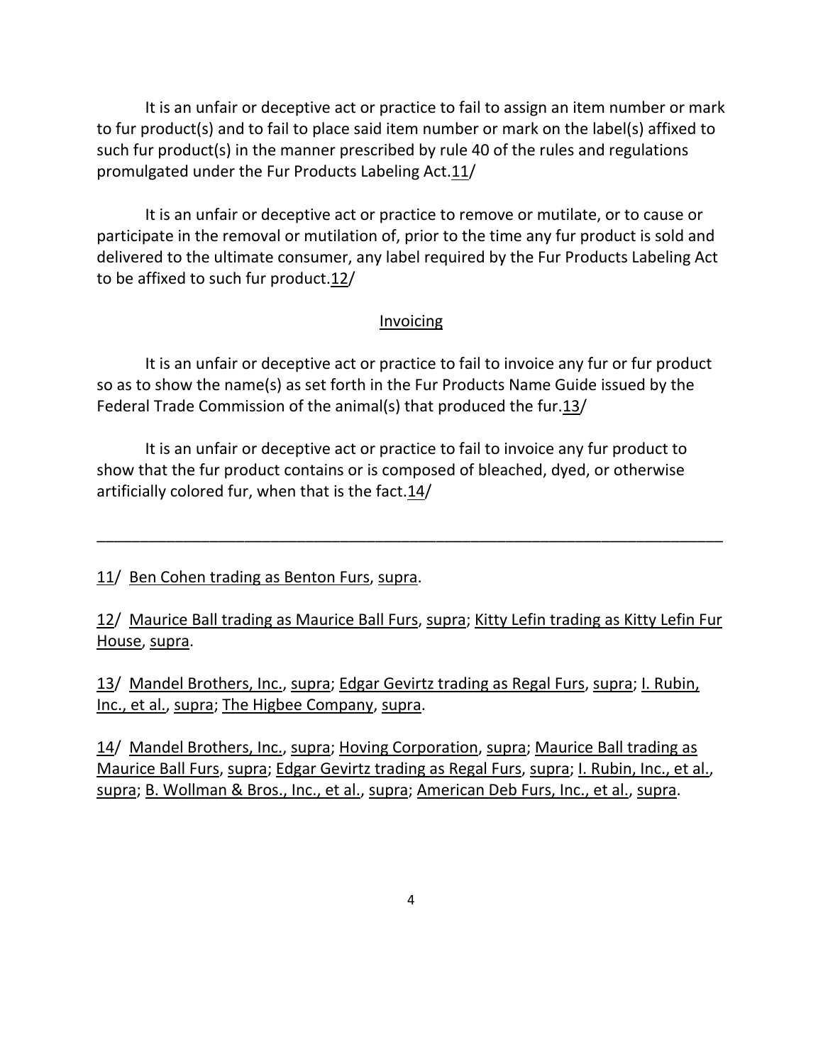It is an unfair or deceptive act or practice to fail to assign an item number or mark to fur product(s) and to fail to place said item number or mark on the label(s) affixed to such fur product(s) in the manner prescribed by rule 40 of the rules and regulations promulgated under the Fur Products Labeling Act.11/

It is an unfair or deceptive act or practice to remove or mutilate, or to cause or participate in the removal or mutilation of, prior to the time any fur product is sold and delivered to the ultimate consumer, any label required by the Fur Products Labeling Act to be affixed to such fur product.12/

## Invoicing

It is an unfair or deceptive act or practice to fail to invoice any fur or fur product so as to show the name(s) as set forth in the Fur Products Name Guide issued by the Federal Trade Commission of the animal(s) that produced the fur.13/

It is an unfair or deceptive act or practice to fail to invoice any fur product to show that the fur product contains or is composed of bleached, dyed, or otherwise artificially colored fur, when that is the fact.14/

---

11/ Ben Cohen trading as Benton Furs, supra.

12/ Maurice Ball trading as Maurice Ball Furs, supra; Kitty Lefin trading as Kitty Lefin Fur House, supra.

13/ Mandel Brothers, Inc., supra; Edgar Gevirtz trading as Regal Furs, supra; I. Rubin, Inc., et al., supra; The Higbee Company, supra.

14/ Mandel Brothers, Inc., supra; Hoving Corporation, supra; Maurice Ball trading as Maurice Ball Furs, supra; Edgar Gevirtz trading as Regal Furs, supra; I. Rubin, Inc., et al., supra; B. Wollman & Bros., Inc., et al., supra; American Deb Furs, Inc., et al., supra.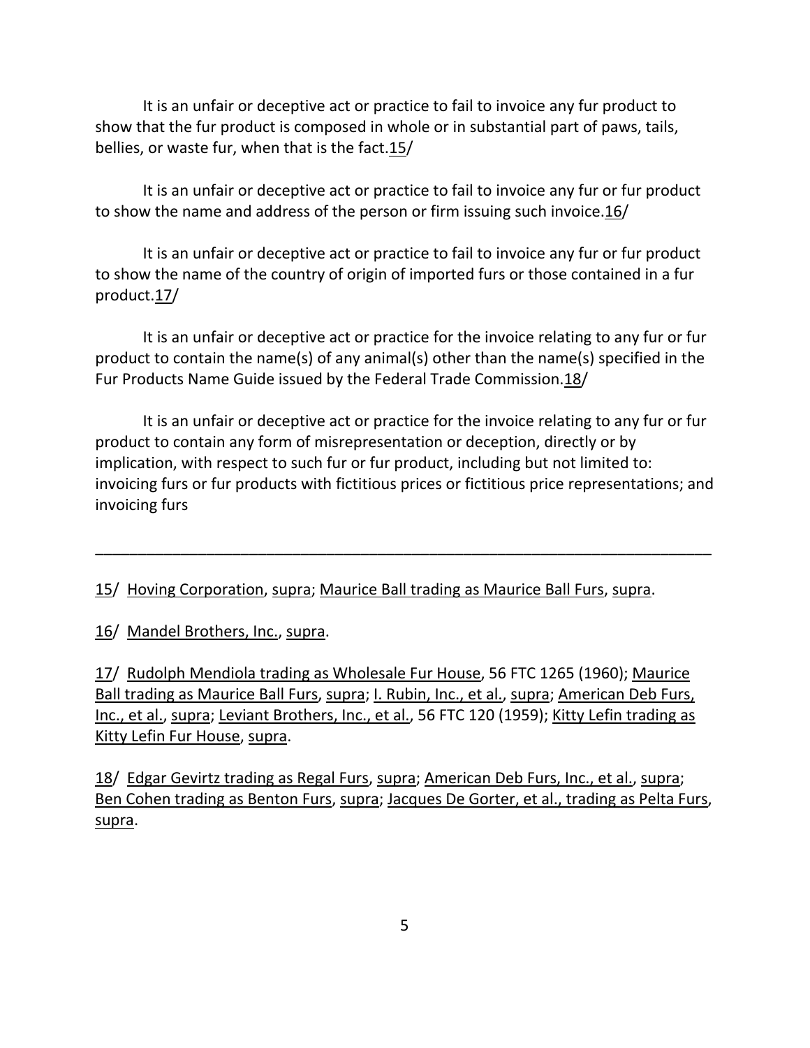It is an unfair or deceptive act or practice to fail to invoice any fur product to show that the fur product is composed in whole or in substantial part of paws, tails, bellies, or waste fur, when that is the fact.15/

It is an unfair or deceptive act or practice to fail to invoice any fur or fur product to show the name and address of the person or firm issuing such invoice.16/

It is an unfair or deceptive act or practice to fail to invoice any fur or fur product to show the name of the country of origin of imported furs or those contained in a fur product.17/

It is an unfair or deceptive act or practice for the invoice relating to any fur or fur product to contain the name(s) of any animal(s) other than the name(s) specified in the Fur Products Name Guide issued by the Federal Trade Commission.18/

It is an unfair or deceptive act or practice for the invoice relating to any fur or fur product to contain any form of misrepresentation or deception, directly or by implication, with respect to such fur or fur product, including but not limited to: invoicing furs or fur products with fictitious prices or fictitious price representations; and invoicing furs

---

15/ Hoving Corporation, supra; Maurice Ball trading as Maurice Ball Furs, supra.

16/ Mandel Brothers, Inc., supra.

17/ Rudolph Mendiola trading as Wholesale Fur House, 56 FTC 1265 (1960); Maurice Ball trading as Maurice Ball Furs, supra; I. Rubin, Inc., et al., supra; American Deb Furs, Inc., et al., supra; Leviant Brothers, Inc., et al., 56 FTC 120 (1959); Kitty Lefin trading as Kitty Lefin Fur House, supra.

18/ Edgar Gevirtz trading as Regal Furs, supra; American Deb Furs, Inc., et al., supra; Ben Cohen trading as Benton Furs, supra; Jacques De Gorter, et al., trading as Pelta Furs, supra.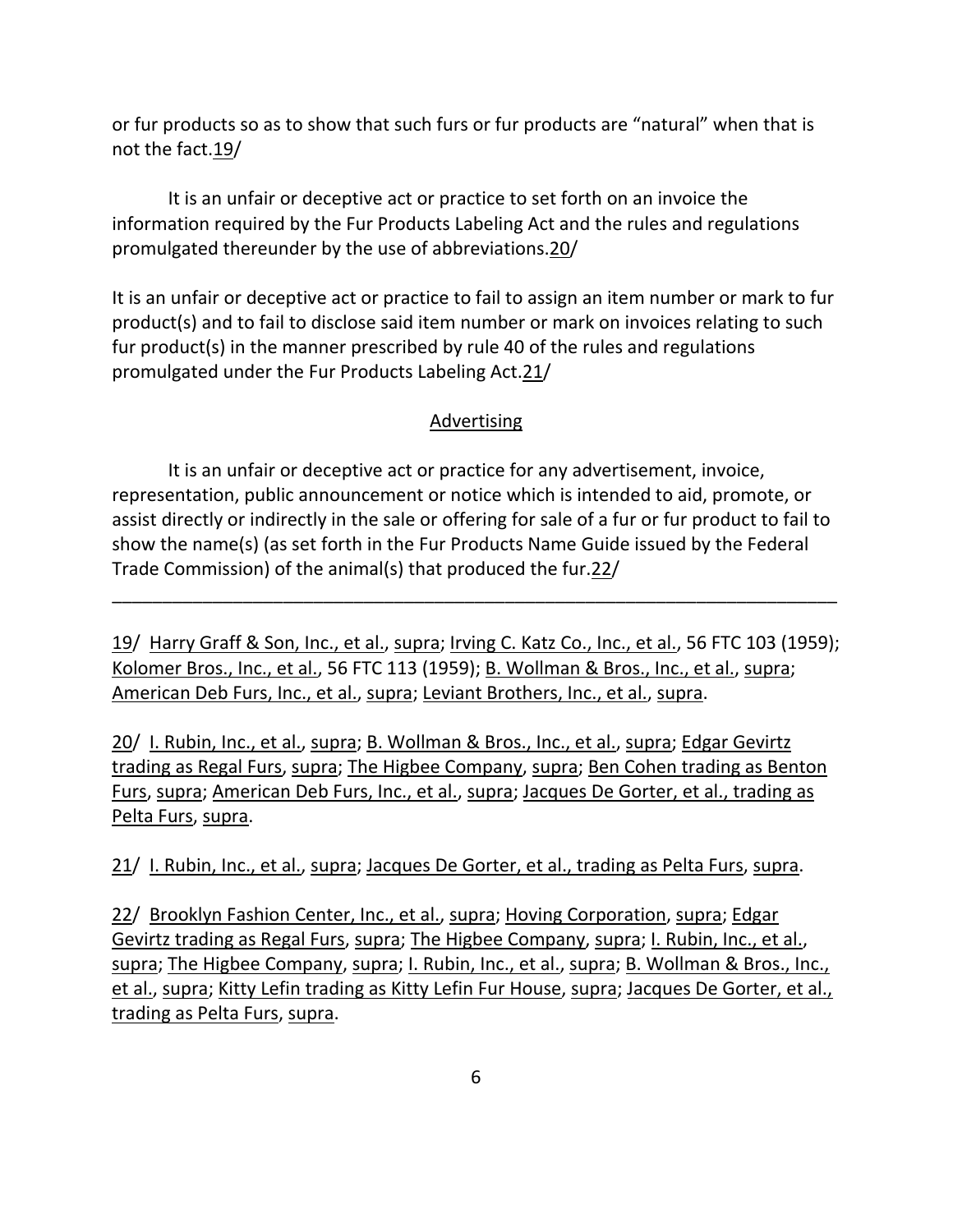or fur products so as to show that such furs or fur products are "natural" when that is not the fact.19/

It is an unfair or deceptive act or practice to set forth on an invoice the information required by the Fur Products Labeling Act and the rules and regulations promulgated thereunder by the use of abbreviations.20/

It is an unfair or deceptive act or practice to fail to assign an item number or mark to fur product(s) and to fail to disclose said item number or mark on invoices relating to such fur product(s) in the manner prescribed by rule 40 of the rules and regulations promulgated under the Fur Products Labeling Act.21/

## Advertising

It is an unfair or deceptive act or practice for any advertisement, invoice, representation, public announcement or notice which is intended to aid, promote, or assist directly or indirectly in the sale or offering for sale of a fur or fur product to fail to show the name(s) (as set forth in the Fur Products Name Guide issued by the Federal Trade Commission) of the animal(s) that produced the fur.22/

---

19/ Harry Graff & Son, Inc., et al., supra; Irving C. Katz Co., Inc., et al., 56 FTC 103 (1959); Kolomer Bros., Inc., et al., 56 FTC 113 (1959); B. Wollman & Bros., Inc., et al., supra; American Deb Furs, Inc., et al., supra; Leviant Brothers, Inc., et al., supra.

20/ I. Rubin, Inc., et al., supra; B. Wollman & Bros., Inc., et al., supra; Edgar Gevirtz trading as Regal Furs, supra; The Higbee Company, supra; Ben Cohen trading as Benton Furs, supra; American Deb Furs, Inc., et al., supra; Jacques De Gorter, et al., trading as Pelta Furs, supra.

21/ I. Rubin, Inc., et al., supra; Jacques De Gorter, et al., trading as Pelta Furs, supra.

22/ Brooklyn Fashion Center, Inc., et al., supra; Hoving Corporation, supra; Edgar Gevirtz trading as Regal Furs, supra; The Higbee Company, supra; I. Rubin, Inc., et al., supra; The Higbee Company, supra; I. Rubin, Inc., et al., supra; B. Wollman & Bros., Inc., et al., supra; Kitty Lefin trading as Kitty Lefin Fur House, supra; Jacques De Gorter, et al., trading as Pelta Furs, supra.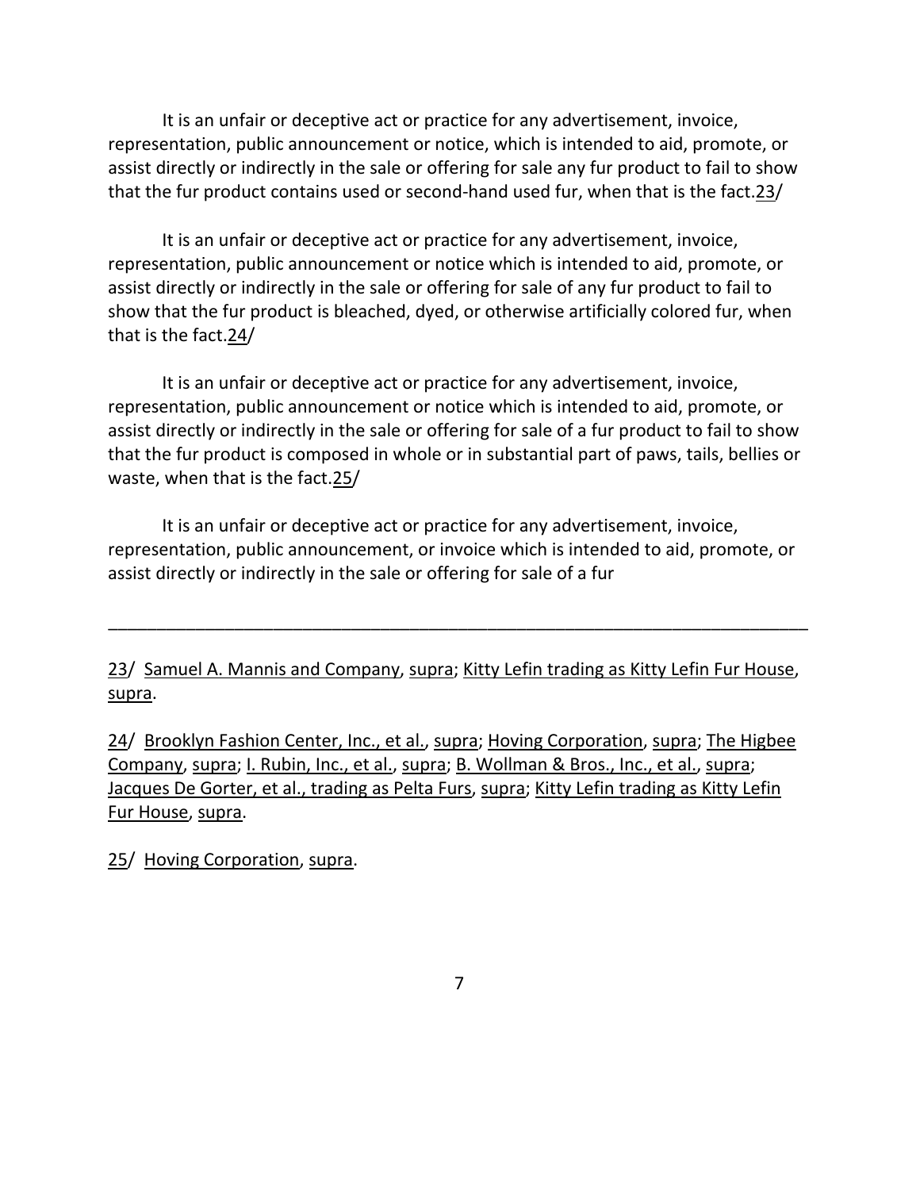It is an unfair or deceptive act or practice for any advertisement, invoice, representation, public announcement or notice, which is intended to aid, promote, or assist directly or indirectly in the sale or offering for sale any fur product to fail to show that the fur product contains used or second-hand used fur, when that is the fact.23/

It is an unfair or deceptive act or practice for any advertisement, invoice, representation, public announcement or notice which is intended to aid, promote, or assist directly or indirectly in the sale or offering for sale of any fur product to fail to show that the fur product is bleached, dyed, or otherwise artificially colored fur, when that is the fact.24/

It is an unfair or deceptive act or practice for any advertisement, invoice, representation, public announcement or notice which is intended to aid, promote, or assist directly or indirectly in the sale or offering for sale of a fur product to fail to show that the fur product is composed in whole or in substantial part of paws, tails, bellies or waste, when that is the fact.25/

It is an unfair or deceptive act or practice for any advertisement, invoice, representation, public announcement, or invoice which is intended to aid, promote, or assist directly or indirectly in the sale or offering for sale of a fur

---

23/ Samuel A. Mannis and Company, supra; Kitty Lefin trading as Kitty Lefin Fur House, supra.

24/ Brooklyn Fashion Center, Inc., et al., supra; Hoving Corporation, supra; The Higbee Company, supra; I. Rubin, Inc., et al., supra; B. Wollman & Bros., Inc., et al., supra; Jacques De Gorter, et al., trading as Pelta Furs, supra; Kitty Lefin trading as Kitty Lefin Fur House, supra.

25/ Hoving Corporation, supra.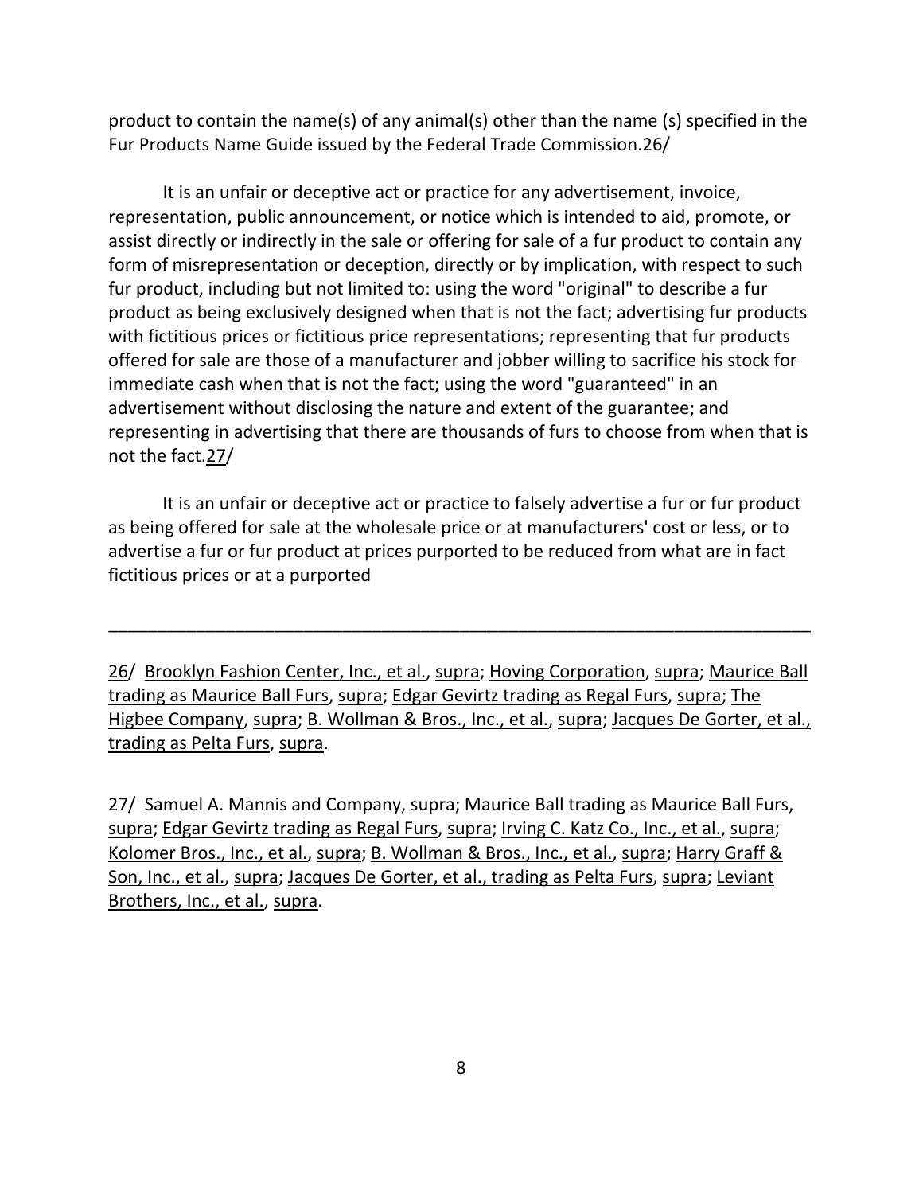product to contain the name(s) of any animal(s) other than the name (s) specified in the Fur Products Name Guide issued by the Federal Trade Commission.26/

It is an unfair or deceptive act or practice for any advertisement, invoice, representation, public announcement, or notice which is intended to aid, promote, or assist directly or indirectly in the sale or offering for sale of a fur product to contain any form of misrepresentation or deception, directly or by implication, with respect to such fur product, including but not limited to: using the word "original" to describe a fur product as being exclusively designed when that is not the fact; advertising fur products with fictitious prices or fictitious price representations; representing that fur products offered for sale are those of a manufacturer and jobber willing to sacrifice his stock for immediate cash when that is not the fact; using the word "guaranteed" in an advertisement without disclosing the nature and extent of the guarantee; and representing in advertising that there are thousands of furs to choose from when that is not the fact.27/

It is an unfair or deceptive act or practice to falsely advertise a fur or fur product as being offered for sale at the wholesale price or at manufacturers' cost or less, or to advertise a fur or fur product at prices purported to be reduced from what are in fact fictitious prices or at a purported

---

26/ Brooklyn Fashion Center, Inc., et al., supra; Hoving Corporation, supra; Maurice Ball trading as Maurice Ball Furs, supra; Edgar Gevirtz trading as Regal Furs, supra; The Higbee Company, supra; B. Wollman & Bros., Inc., et al., supra; Jacques De Gorter, et al., trading as Pelta Furs, supra.

27/ Samuel A. Mannis and Company, supra; Maurice Ball trading as Maurice Ball Furs, supra; Edgar Gevirtz trading as Regal Furs, supra; Irving C. Katz Co., Inc., et al., supra; Kolomer Bros., Inc., et al., supra; B. Wollman & Bros., Inc., et al., supra; Harry Graff & Son, Inc., et al., supra; Jacques De Gorter, et al., trading as Pelta Furs, supra; Leviant Brothers, Inc., et al., supra.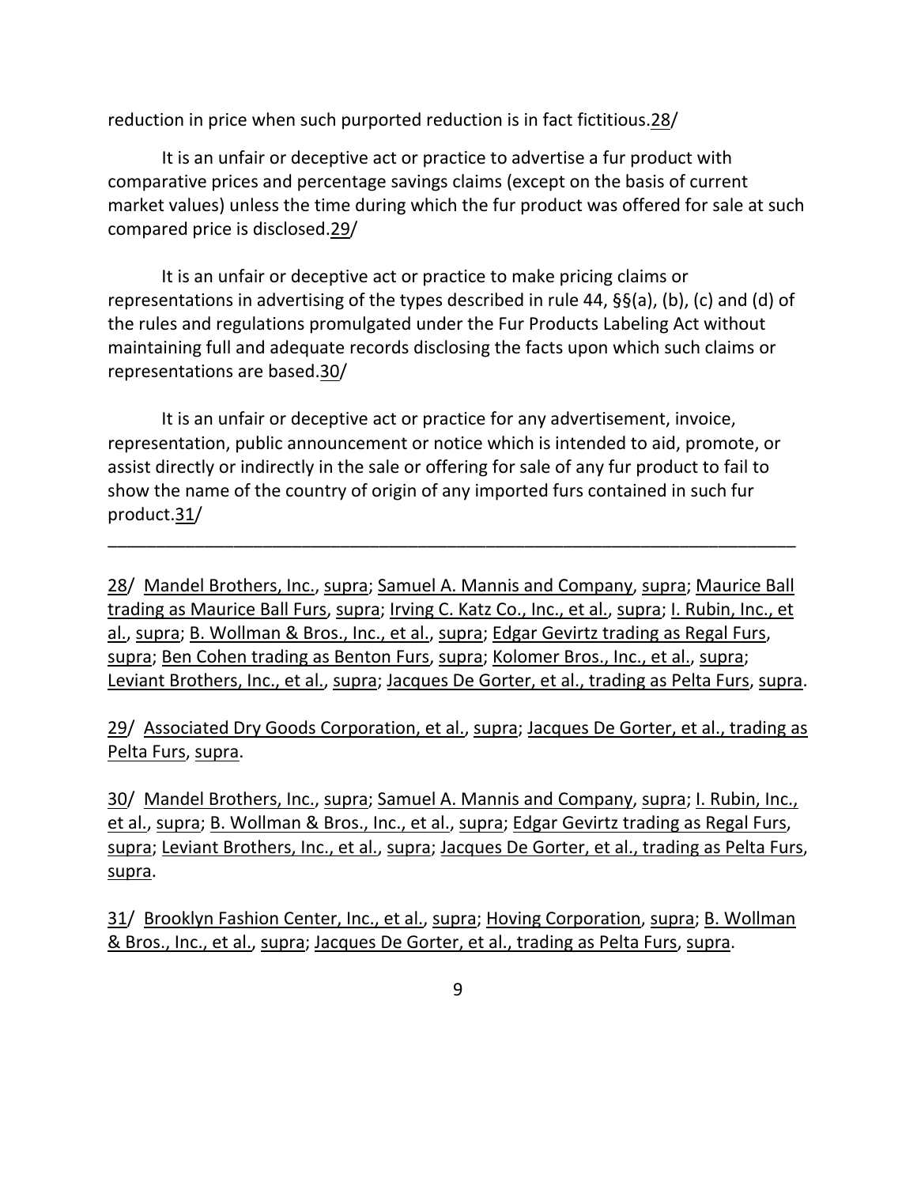reduction in price when such purported reduction is in fact fictitious.28/

It is an unfair or deceptive act or practice to advertise a fur product with comparative prices and percentage savings claims (except on the basis of current market values) unless the time during which the fur product was offered for sale at such compared price is disclosed.29/

It is an unfair or deceptive act or practice to make pricing claims or representations in advertising of the types described in rule 44, §§(a), (b), (c) and (d) of the rules and regulations promulgated under the Fur Products Labeling Act without maintaining full and adequate records disclosing the facts upon which such claims or representations are based.30/

It is an unfair or deceptive act or practice for any advertisement, invoice, representation, public announcement or notice which is intended to aid, promote, or assist directly or indirectly in the sale or offering for sale of any fur product to fail to show the name of the country of origin of any imported furs contained in such fur product.31/

---

28/ Mandel Brothers, Inc., supra; Samuel A. Mannis and Company, supra; Maurice Ball trading as Maurice Ball Furs, supra; Irving C. Katz Co., Inc., et al., supra; I. Rubin, Inc., et al., supra; B. Wollman & Bros., Inc., et al., supra; Edgar Gevirtz trading as Regal Furs, supra; Ben Cohen trading as Benton Furs, supra; Kolomer Bros., Inc., et al., supra; Leviant Brothers, Inc., et al., supra; Jacques De Gorter, et al., trading as Pelta Furs, supra.

29/ Associated Dry Goods Corporation, et al., supra; Jacques De Gorter, et al., trading as Pelta Furs, supra.

30/ Mandel Brothers, Inc., supra; Samuel A. Mannis and Company, supra; I. Rubin, Inc., et al., supra; B. Wollman & Bros., Inc., et al., supra; Edgar Gevirtz trading as Regal Furs, supra; Leviant Brothers, Inc., et al., supra; Jacques De Gorter, et al., trading as Pelta Furs, supra.

31/ Brooklyn Fashion Center, Inc., et al., supra; Hoving Corporation, supra; B. Wollman & Bros., Inc., et al., supra; Jacques De Gorter, et al., trading as Pelta Furs, supra.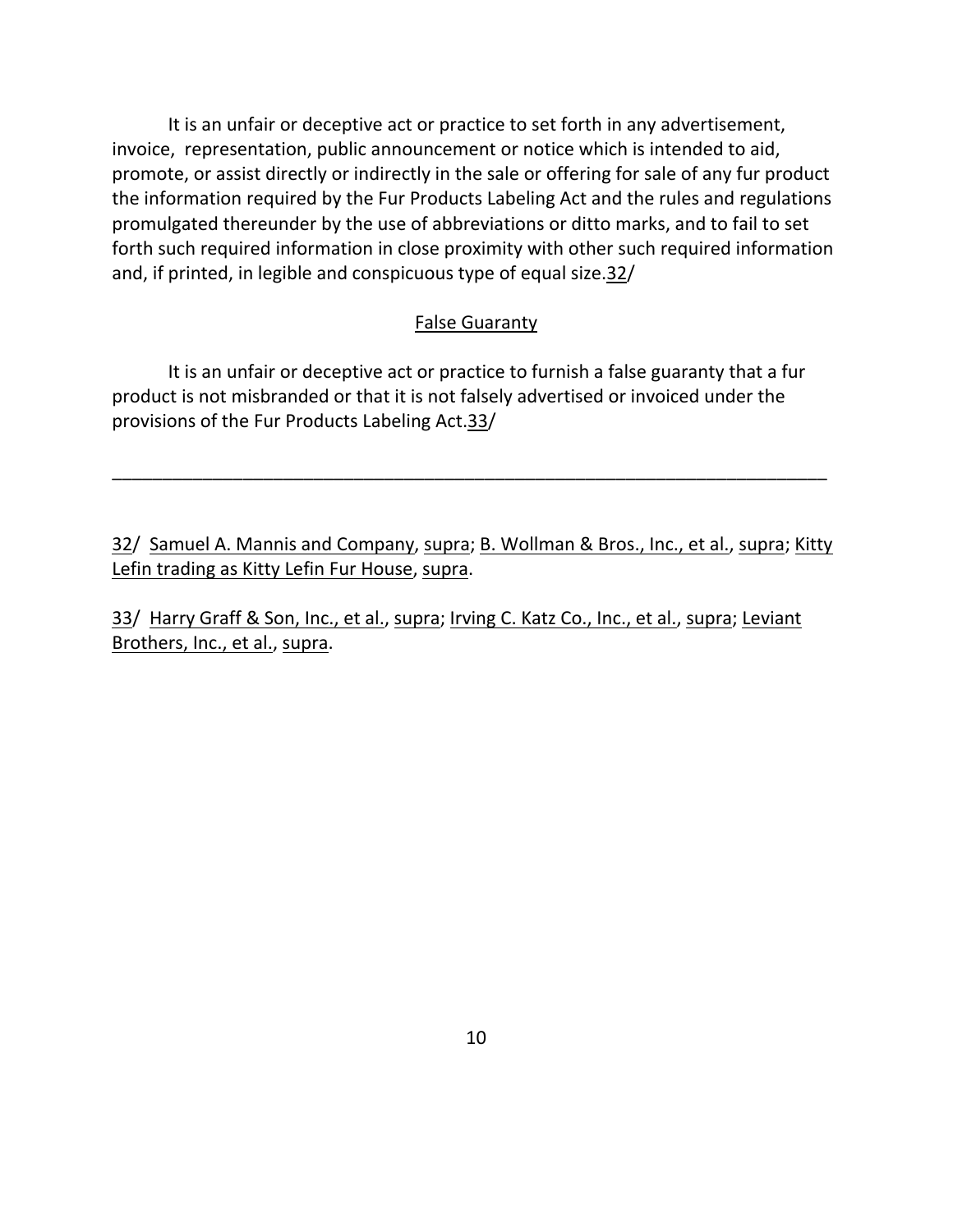It is an unfair or deceptive act or practice to set forth in any advertisement, invoice, representation, public announcement or notice which is intended to aid, promote, or assist directly or indirectly in the sale or offering for sale of any fur product the information required by the Fur Products Labeling Act and the rules and regulations promulgated thereunder by the use of abbreviations or ditto marks, and to fail to set forth such required information in close proximity with other such required information and, if printed, in legible and conspicuous type of equal size.32/

## False Guaranty

It is an unfair or deceptive act or practice to furnish a false guaranty that a fur product is not misbranded or that it is not falsely advertised or invoiced under the provisions of the Fur Products Labeling Act.33/

---

32/ Samuel A. Mannis and Company, supra; B. Wollman & Bros., Inc., et al., supra; Kitty Lefin trading as Kitty Lefin Fur House, supra.

33/ Harry Graff & Son, Inc., et al., supra; Irving C. Katz Co., Inc., et al., supra; Leviant Brothers, Inc., et al., supra.